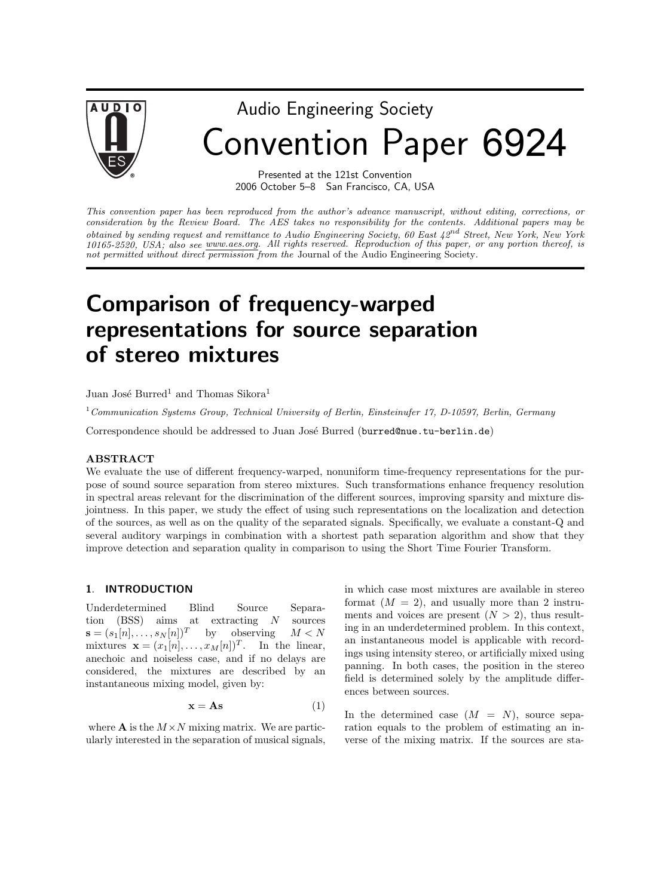Audio Engineering Society

# Convention Paper 6924

Presented at the 121st Convention
2006 October 5–8 San Francisco, CA, USA

*This convention paper has been reproduced from the author's advance manuscript, without editing, corrections, or consideration by the Review Board. The AES takes no responsibility for the contents. Additional papers may be obtained by sending request and remittance to Audio Engineering Society, 60 East 42nd Street, New York, New York 10165-2520, USA; also see www.aes.org. All rights reserved. Reproduction of this paper, or any portion thereof, is not permitted without direct permission from the* Journal of the Audio Engineering Society.

# Comparison of frequency-warped representations for source separation of stereo mixtures

Juan José Burred[1] and Thomas Sikora[1]

[1] *Communication Systems Group, Technical University of Berlin, Einsteinufer 17, D-10597, Berlin, Germany*

Correspondence should be addressed to Juan José Burred (burred@nue.tu-berlin.de)

## ABSTRACT

We evaluate the use of different frequency-warped, nonuniform time-frequency representations for the purpose of sound source separation from stereo mixtures. Such transformations enhance frequency resolution in spectral areas relevant for the discrimination of the different sources, improving sparsity and mixture disjointness. In this paper, we study the effect of using such representations on the localization and detection of the sources, as well as on the quality of the separated signals. Specifically, we evaluate a constant-Q and several auditory warpings in combination with a shortest path separation algorithm and show that they improve detection and separation quality in comparison to using the Short Time Fourier Transform.

## 1. INTRODUCTION

Underdetermined Blind Source Separation (BSS) aims at extracting $N$ sources $\mathbf{s} = (s_1[n], \ldots, s_N[n])^T$ by observing $M < N$ mixtures $\mathbf{x} = (x_1[n], \ldots, x_M[n])^T$. In the linear, anechoic and noiseless case, and if no delays are considered, the mixtures are described by an instantaneous mixing model, given by:

$$\mathbf{x} = \mathbf{A}\mathbf{s} \tag{1}$$

where $\mathbf{A}$ is the $M \times N$ mixing matrix. We are particularly interested in the separation of musical signals, in which case most mixtures are available in stereo format ($M = 2$), and usually more than 2 instruments and voices are present ($N > 2$), thus resulting in an underdetermined problem. In this context, an instantaneous model is applicable with recordings using intensity stereo, or artificially mixed using panning. In both cases, the position in the stereo field is determined solely by the amplitude differences between sources.

In the determined case ($M = N$), source separation equals to the problem of estimating an inverse of the mixing matrix. If the sources are sta-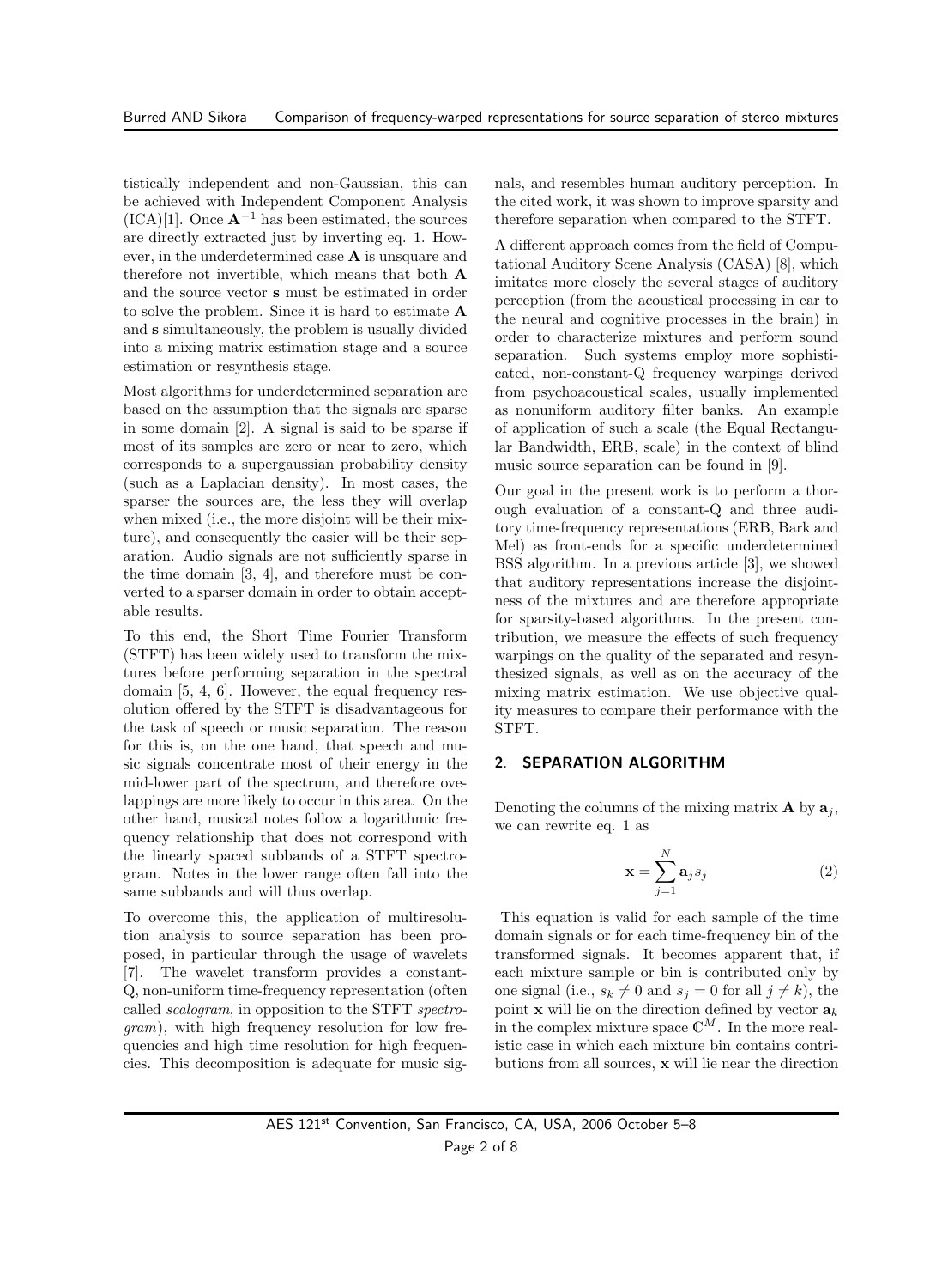tistically independent and non-Gaussian, this can be achieved with Independent Component Analysis (ICA)[1]. Once $\mathbf{A}^{-1}$ has been estimated, the sources are directly extracted just by inverting eq. 1. However, in the underdetermined case $\mathbf{A}$ is unsquare and therefore not invertible, which means that both $\mathbf{A}$ and the source vector $\mathbf{s}$ must be estimated in order to solve the problem. Since it is hard to estimate $\mathbf{A}$ and $\mathbf{s}$ simultaneously, the problem is usually divided into a mixing matrix estimation stage and a source estimation or resynthesis stage.

Most algorithms for underdetermined separation are based on the assumption that the signals are sparse in some domain [2]. A signal is said to be sparse if most of its samples are zero or near to zero, which corresponds to a supergaussian probability density (such as a Laplacian density). In most cases, the sparser the sources are, the less they will overlap when mixed (i.e., the more disjoint will be their mixture), and consequently the easier will be their separation. Audio signals are not sufficiently sparse in the time domain [3, 4], and therefore must be converted to a sparser domain in order to obtain acceptable results.

To this end, the Short Time Fourier Transform (STFT) has been widely used to transform the mixtures before performing separation in the spectral domain [5, 4, 6]. However, the equal frequency resolution offered by the STFT is disadvantageous for the task of speech or music separation. The reason for this is, on the one hand, that speech and music signals concentrate most of their energy in the mid-lower part of the spectrum, and therefore overlappings are more likely to occur in this area. On the other hand, musical notes follow a logarithmic frequency relationship that does not correspond with the linearly spaced subbands of a STFT spectrogram. Notes in the lower range often fall into the same subbands and will thus overlap.

To overcome this, the application of multiresolution analysis to source separation has been proposed, in particular through the usage of wavelets [7]. The wavelet transform provides a constant-Q, non-uniform time-frequency representation (often called *scalogram*, in opposition to the STFT *spectrogram*), with high frequency resolution for low frequencies and high time resolution for high frequencies. This decomposition is adequate for music signals, and resembles human auditory perception. In the cited work, it was shown to improve sparsity and therefore separation when compared to the STFT.

A different approach comes from the field of Computational Auditory Scene Analysis (CASA) [8], which imitates more closely the several stages of auditory perception (from the acoustical processing in ear to the neural and cognitive processes in the brain) in order to characterize mixtures and perform sound separation. Such systems employ more sophisticated, non-constant-Q frequency warpings derived from psychoacoustical scales, usually implemented as nonuniform auditory filter banks. An example of application of such a scale (the Equal Rectangular Bandwidth, ERB, scale) in the context of blind music source separation can be found in [9].

Our goal in the present work is to perform a thorough evaluation of a constant-Q and three auditory time-frequency representations (ERB, Bark and Mel) as front-ends for a specific underdetermined BSS algorithm. In a previous article [3], we showed that auditory representations increase the disjointness of the mixtures and are therefore appropriate for sparsity-based algorithms. In the present contribution, we measure the effects of such frequency warpings on the quality of the separated and resynthesized signals, as well as on the accuracy of the mixing matrix estimation. We use objective quality measures to compare their performance with the STFT.

## 2. SEPARATION ALGORITHM

Denoting the columns of the mixing matrix $\mathbf{A}$ by $\mathbf{a}_j$, we can rewrite eq. 1 as

$$\mathbf{x} = \sum_{j=1}^{N} \mathbf{a}_j s_j \tag{2}$$

This equation is valid for each sample of the time domain signals or for each time-frequency bin of the transformed signals. It becomes apparent that, if each mixture sample or bin is contributed only by one signal (i.e., $s_k \neq 0$ and $s_j = 0$ for all $j \neq k$), the point $\mathbf{x}$ will lie on the direction defined by vector $\mathbf{a}_k$ in the complex mixture space $\mathbb{C}^M$. In the more realistic case in which each mixture bin contains contributions from all sources, $\mathbf{x}$ will lie near the direction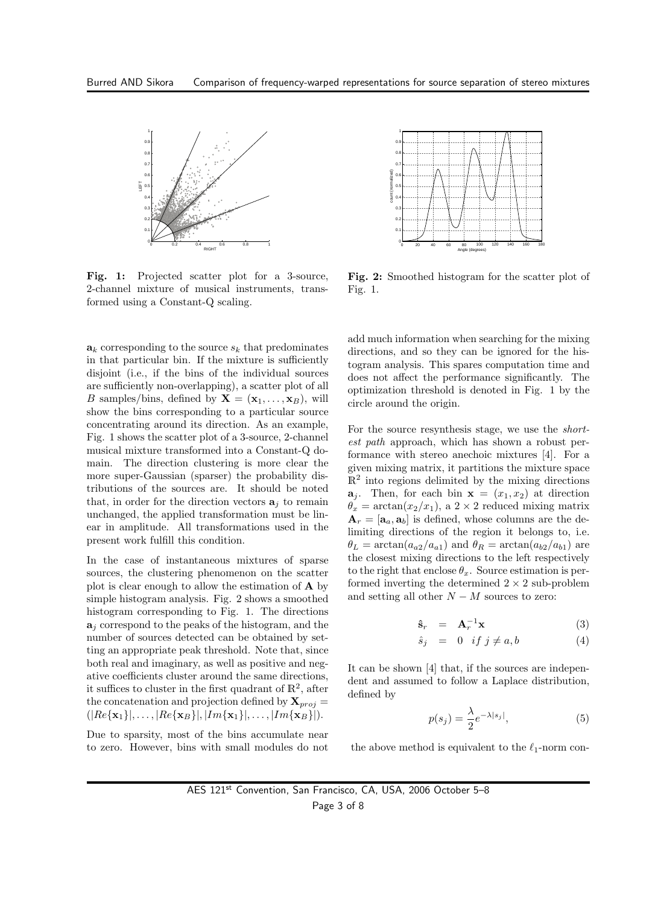**Fig. 1:** Projected scatter plot for a 3-source, 2-channel mixture of musical instruments, transformed using a Constant-Q scaling.

**Fig. 2:** Smoothed histogram for the scatter plot of Fig. 1.

$\mathbf{a}_k$ corresponding to the source $s_k$ that predominates in that particular bin. If the mixture is sufficiently disjoint (i.e., if the bins of the individual sources are sufficiently non-overlapping), a scatter plot of all $B$ samples/bins, defined by $\mathbf{X} = (\mathbf{x}_1, \ldots, \mathbf{x}_B)$, will show the bins corresponding to a particular source concentrating around its direction. As an example, Fig. 1 shows the scatter plot of a 3-source, 2-channel musical mixture transformed into a Constant-Q domain. The direction clustering is more clear the more super-Gaussian (sparser) the probability distributions of the sources are. It should be noted that, in order for the direction vectors $\mathbf{a}_j$ to remain unchanged, the applied transformation must be linear in amplitude. All transformations used in the present work fulfill this condition.

In the case of instantaneous mixtures of sparse sources, the clustering phenomenon on the scatter plot is clear enough to allow the estimation of $\mathbf{A}$ by simple histogram analysis. Fig. 2 shows a smoothed histogram corresponding to Fig. 1. The directions $\mathbf{a}_j$ correspond to the peaks of the histogram, and the number of sources detected can be obtained by setting an appropriate peak threshold. Note that, since both real and imaginary, as well as positive and negative coefficients cluster around the same directions, it suffices to cluster in the first quadrant of $\mathbb{R}^2$, after the concatenation and projection defined by $\mathbf{X}_{proj} = (|Re\{\mathbf{x}_1\}|, \ldots, |Re\{\mathbf{x}_B\}|, |Im\{\mathbf{x}_1\}|, \ldots, |Im\{\mathbf{x}_B\}|)$.

Due to sparsity, most of the bins accumulate near to zero. However, bins with small modules do not add much information when searching for the mixing directions, and so they can be ignored for the histogram analysis. This spares computation time and does not affect the performance significantly. The optimization threshold is denoted in Fig. 1 by the circle around the origin.

For the source resynthesis stage, we use the *shortest path* approach, which has shown a robust performance with stereo anechoic mixtures [4]. For a given mixing matrix, it partitions the mixture space $\mathbb{R}^2$ into regions delimited by the mixing directions $\mathbf{a}_j$. Then, for each bin $\mathbf{x} = (x_1, x_2)$ at direction $\theta_x = \arctan(x_2/x_1)$, a $2 \times 2$ reduced mixing matrix $\mathbf{A}_r = [\mathbf{a}_a, \mathbf{a}_b]$ is defined, whose columns are the delimiting directions of the region it belongs to, i.e. $\theta_L = \arctan(a_{a2}/a_{a1})$ and $\theta_R = \arctan(a_{b2}/a_{b1})$ are the closest mixing directions to the left respectively to the right that enclose $\theta_x$. Source estimation is performed inverting the determined $2 \times 2$ sub-problem and setting all other $N - M$ sources to zero:

$$\hat{\mathbf{s}}_r = \mathbf{A}_r^{-1}\mathbf{x} \tag{3}$$

$$\hat{s}_j = 0 \quad if\ j \neq a, b \tag{4}$$

It can be shown [4] that, if the sources are independent and assumed to follow a Laplace distribution, defined by

$$p(s_j) = \frac{\lambda}{2} e^{-\lambda |s_j|}, \tag{5}$$

the above method is equivalent to the $\ell_1$-norm con-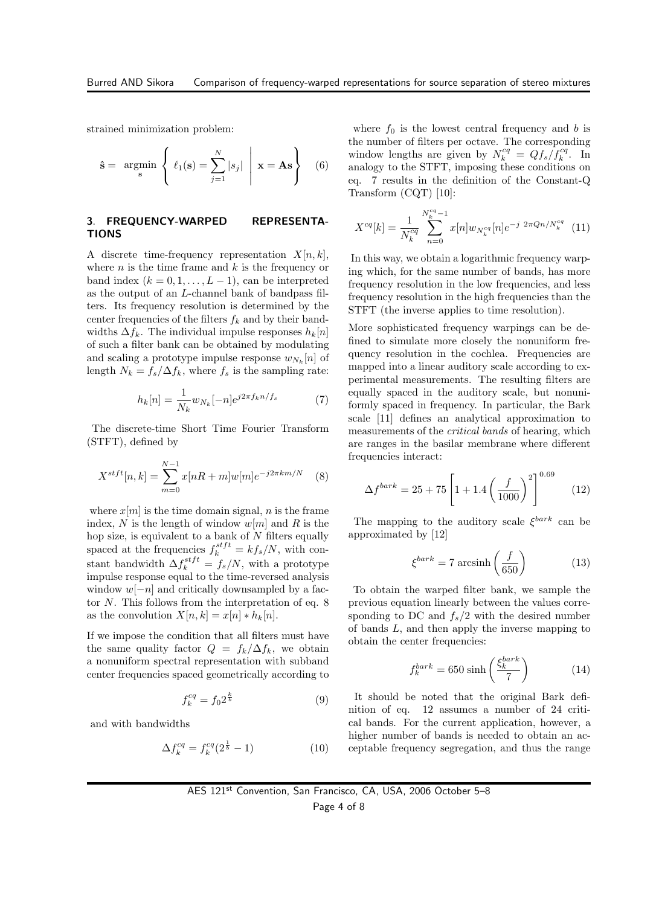strained minimization problem:

$$\hat{\mathbf{s}} = \underset{\mathbf{s}}{\operatorname{argmin}} \left\{ \ell_1(\mathbf{s}) = \sum_{j=1}^{N} |s_j| \;\middle|\; \mathbf{x} = \mathbf{A}\mathbf{s} \right\} \quad (6)$$

## 3. FREQUENCY-WARPED REPRESENTATIONS

A discrete time-frequency representation $X[n,k]$, where $n$ is the time frame and $k$ is the frequency or band index ($k = 0, 1, \ldots, L-1$), can be interpreted as the output of an $L$-channel bank of bandpass filters. Its frequency resolution is determined by the center frequencies of the filters $f_k$ and by their bandwidths $\Delta f_k$. The individual impulse responses $h_k[n]$ of such a filter bank can be obtained by modulating and scaling a prototype impulse response $w_{N_k}[n]$ of length $N_k = f_s/\Delta f_k$, where $f_s$ is the sampling rate:

$$h_k[n] = \frac{1}{N_k} w_{N_k}[-n] e^{j2\pi f_k n/f_s} \quad (7)$$

The discrete-time Short Time Fourier Transform (STFT), defined by

$$X^{stft}[n,k] = \sum_{m=0}^{N-1} x[nR+m] w[m] e^{-j2\pi km/N} \quad (8)$$

where $x[m]$ is the time domain signal, $n$ is the frame index, $N$ is the length of window $w[m]$ and $R$ is the hop size, is equivalent to a bank of $N$ filters equally spaced at the frequencies $f_k^{stft} = kf_s/N$, with constant bandwidth $\Delta f_k^{stft} = f_s/N$, with a prototype impulse response equal to the time-reversed analysis window $w[-n]$ and critically downsampled by a factor $N$. This follows from the interpretation of eq. 8 as the convolution $X[n,k] = x[n] * h_k[n]$.

If we impose the condition that all filters must have the same quality factor $Q = f_k/\Delta f_k$, we obtain a nonuniform spectral representation with subband center frequencies spaced geometrically according to

$$f_k^{cq} = f_0 2^{\frac{k}{b}} \quad (9)$$

and with bandwidths

$$\Delta f_k^{cq} = f_k^{cq}(2^{\frac{1}{b}} - 1) \quad (10)$$

where $f_0$ is the lowest central frequency and $b$ is the number of filters per octave. The corresponding window lengths are given by $N_k^{cq} = Qf_s/f_k^{cq}$. In analogy to the STFT, imposing these conditions on eq. 7 results in the definition of the Constant-Q Transform (CQT) [10]:

$$X^{cq}[k] = \frac{1}{N_k^{cq}} \sum_{n=0}^{N_k^{cq}-1} x[n] w_{N_k^{cq}}[n] e^{-j\,2\pi Qn/N_k^{cq}} \quad (11)$$

In this way, we obtain a logarithmic frequency warping which, for the same number of bands, has more frequency resolution in the low frequencies, and less frequency resolution in the high frequencies than the STFT (the inverse applies to time resolution).

More sophisticated frequency warpings can be defined to simulate more closely the nonuniform frequency resolution in the cochlea. Frequencies are mapped into a linear auditory scale according to experimental measurements. The resulting filters are equally spaced in the auditory scale, but nonuniformly spaced in frequency. In particular, the Bark scale [11] defines an analytical approximation to measurements of the *critical bands* of hearing, which are ranges in the basilar membrane where different frequencies interact:

$$\Delta f^{bark} = 25 + 75 \left[ 1 + 1.4 \left( \frac{f}{1000} \right)^2 \right]^{0.69} \quad (12)$$

The mapping to the auditory scale $\xi^{bark}$ can be approximated by [12]

$$\xi^{bark} = 7 \operatorname{arcsinh} \left( \frac{f}{650} \right) \quad (13)$$

To obtain the warped filter bank, we sample the previous equation linearly between the values corresponding to DC and $f_s/2$ with the desired number of bands $L$, and then apply the inverse mapping to obtain the center frequencies:

$$f_k^{bark} = 650 \sinh \left( \frac{\xi_k^{bark}}{7} \right) \quad (14)$$

It should be noted that the original Bark definition of eq. 12 assumes a number of 24 critical bands. For the current application, however, a higher number of bands is needed to obtain an acceptable frequency segregation, and thus the range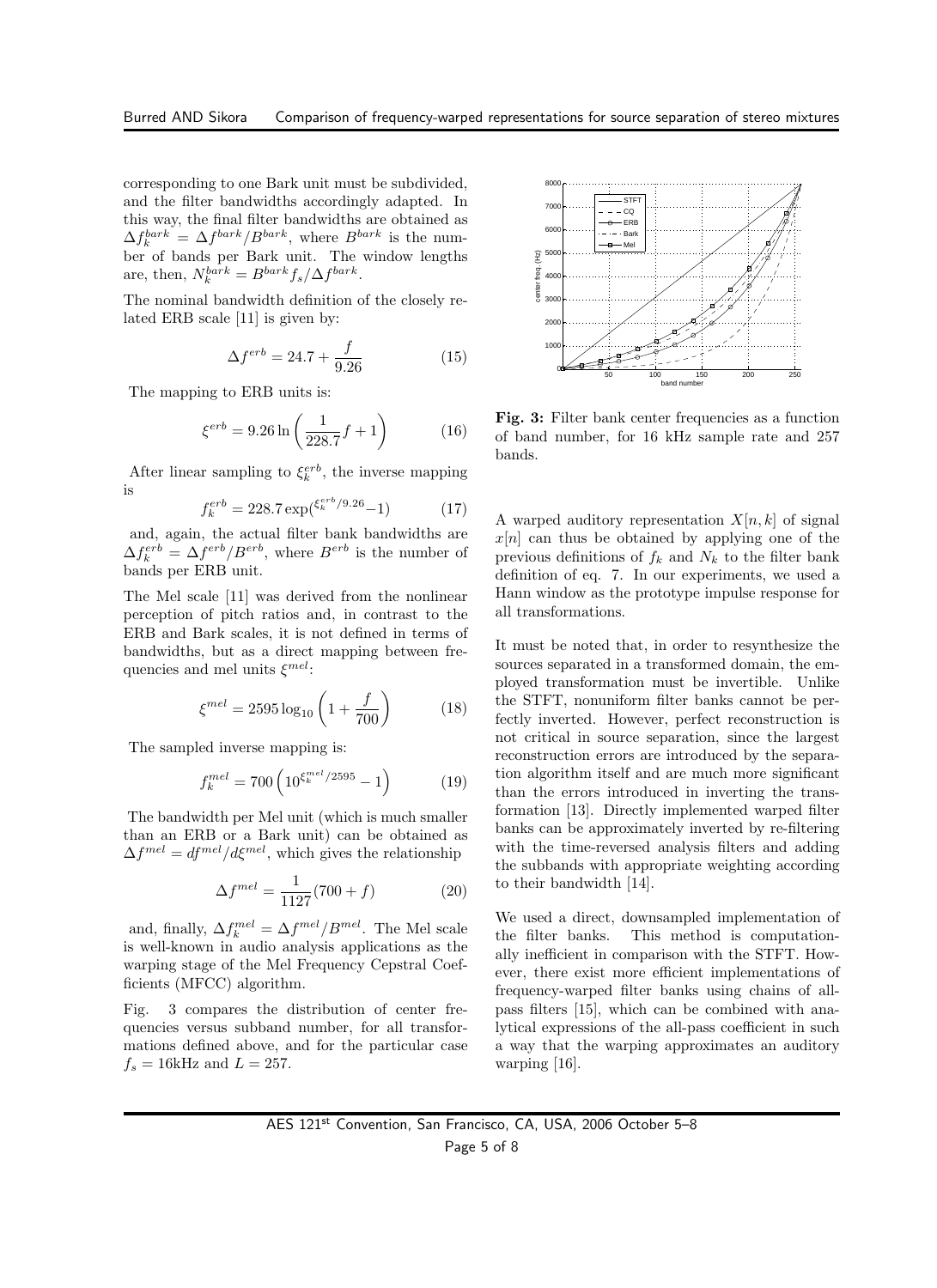corresponding to one Bark unit must be subdivided, and the filter bandwidths accordingly adapted. In this way, the final filter bandwidths are obtained as $\Delta f_k^{bark} = \Delta f^{bark}/B^{bark}$, where $B^{bark}$ is the number of bands per Bark unit. The window lengths are, then, $N_k^{bark} = B^{bark} f_s/\Delta f^{bark}$.

The nominal bandwidth definition of the closely related ERB scale [11] is given by:

$$\Delta f^{erb} = 24.7 + \frac{f}{9.26} \tag{15}$$

The mapping to ERB units is:

$$\xi^{erb} = 9.26 \ln\left(\frac{1}{228.7} f + 1\right) \tag{16}$$

After linear sampling to $\xi_k^{erb}$, the inverse mapping is

$$f_k^{erb} = 228.7 \exp(^{\xi_k^{erb}/9.26} - 1) \tag{17}$$

and, again, the actual filter bank bandwidths are $\Delta f_k^{erb} = \Delta f^{erb}/B^{erb}$, where $B^{erb}$ is the number of bands per ERB unit.

The Mel scale [11] was derived from the nonlinear perception of pitch ratios and, in contrast to the ERB and Bark scales, it is not defined in terms of bandwidths, but as a direct mapping between frequencies and mel units $\xi^{mel}$:

$$\xi^{mel} = 2595 \log_{10}\left(1 + \frac{f}{700}\right) \tag{18}$$

The sampled inverse mapping is:

$$f_k^{mel} = 700\left(10^{\xi_k^{mel}/2595} - 1\right) \tag{19}$$

The bandwidth per Mel unit (which is much smaller than an ERB or a Bark unit) can be obtained as $\Delta f^{mel} = df^{mel}/d\xi^{mel}$, which gives the relationship

$$\Delta f^{mel} = \frac{1}{1127}(700 + f) \tag{20}$$

and, finally, $\Delta f_k^{mel} = \Delta f^{mel}/B^{mel}$. The Mel scale is well-known in audio analysis applications as the warping stage of the Mel Frequency Cepstral Coefficients (MFCC) algorithm.

Fig. 3 compares the distribution of center frequencies versus subband number, for all transformations defined above, and for the particular case $f_s = 16$kHz and $L = 257$.

**Fig. 3:** Filter bank center frequencies as a function of band number, for 16 kHz sample rate and 257 bands.

A warped auditory representation $X[n, k]$ of signal $x[n]$ can thus be obtained by applying one of the previous definitions of $f_k$ and $N_k$ to the filter bank definition of eq. 7. In our experiments, we used a Hann window as the prototype impulse response for all transformations.

It must be noted that, in order to resynthesize the sources separated in a transformed domain, the employed transformation must be invertible. Unlike the STFT, nonuniform filter banks cannot be perfectly inverted. However, perfect reconstruction is not critical in source separation, since the largest reconstruction errors are introduced by the separation algorithm itself and are much more significant than the errors introduced in inverting the transformation [13]. Directly implemented warped filter banks can be approximately inverted by re-filtering with the time-reversed analysis filters and adding the subbands with appropriate weighting according to their bandwidth [14].

We used a direct, downsampled implementation of the filter banks. This method is computationally inefficient in comparison with the STFT. However, there exist more efficient implementations of frequency-warped filter banks using chains of all-pass filters [15], which can be combined with analytical expressions of the all-pass coefficient in such a way that the warping approximates an auditory warping [16].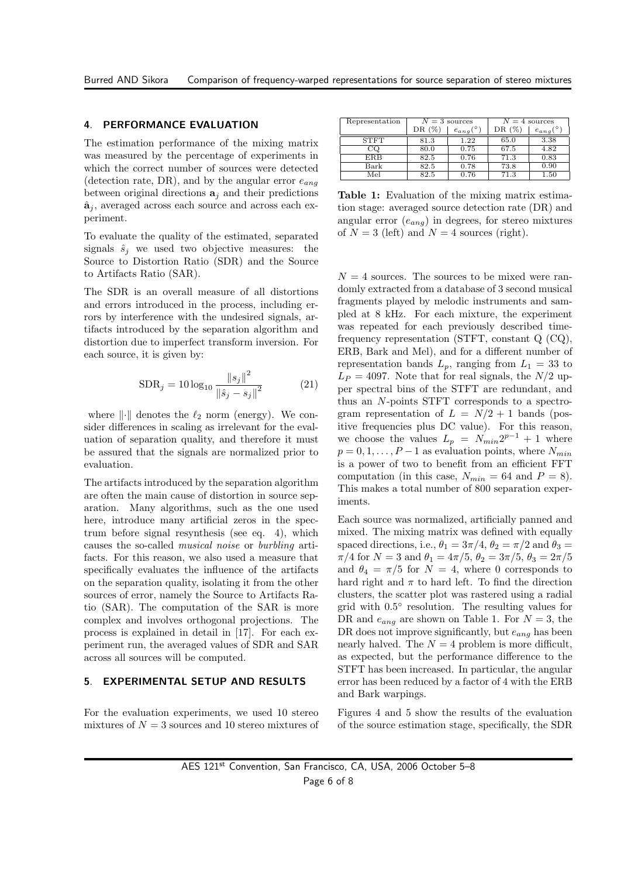## 4. PERFORMANCE EVALUATION

The estimation performance of the mixing matrix was measured by the percentage of experiments in which the correct number of sources were detected (detection rate, DR), and by the angular error $e_{ang}$ between original directions $\mathbf{a}_j$ and their predictions $\hat{\mathbf{a}}_j$, averaged across each source and across each experiment.

To evaluate the quality of the estimated, separated signals $\hat{s}_j$ we used two objective measures: the Source to Distortion Ratio (SDR) and the Source to Artifacts Ratio (SAR).

The SDR is an overall measure of all distortions and errors introduced in the process, including errors by interference with the undesired signals, artifacts introduced by the separation algorithm and distortion due to imperfect transform inversion. For each source, it is given by:

$$\mathrm{SDR}_j = 10 \log_{10} \frac{\|s_j\|^2}{\|\hat{s}_j - s_j\|^2} \tag{21}$$

where $\|\cdot\|$ denotes the $\ell_2$ norm (energy). We consider differences in scaling as irrelevant for the evaluation of separation quality, and therefore it must be assured that the signals are normalized prior to evaluation.

The artifacts introduced by the separation algorithm are often the main cause of distortion in source separation. Many algorithms, such as the one used here, introduce many artificial zeros in the spectrum before signal resynthesis (see eq. 4), which causes the so-called *musical noise* or *burbling* artifacts. For this reason, we also used a measure that specifically evaluates the influence of the artifacts on the separation quality, isolating it from the other sources of error, namely the Source to Artifacts Ratio (SAR). The computation of the SAR is more complex and involves orthogonal projections. The process is explained in detail in [17]. For each experiment run, the averaged values of SDR and SAR across all sources will be computed.

## 5. EXPERIMENTAL SETUP AND RESULTS

For the evaluation experiments, we used 10 stereo mixtures of $N = 3$ sources and 10 stereo mixtures of $N = 4$ sources. The sources to be mixed were randomly extracted from a database of 3 second musical fragments played by melodic instruments and sampled at 8 kHz. For each mixture, the experiment was repeated for each previously described time-frequency representation (STFT, constant Q (CQ), ERB, Bark and Mel), and for a different number of representation bands $L_p$, ranging from $L_1 = 33$ to $L_P = 4097$. Note that for real signals, the $N/2$ upper spectral bins of the STFT are redundant, and thus an $N$-points STFT corresponds to a spectrogram representation of $L = N/2 + 1$ bands (positive frequencies plus DC value). For this reason, we choose the values $L_p = N_{min} 2^{p-1} + 1$ where $p = 0, 1, \ldots, P-1$ as evaluation points, where $N_{min}$ is a power of two to benefit from an efficient FFT computation (in this case, $N_{min} = 64$ and $P = 8$). This makes a total number of 800 separation experiments.

Each source was normalized, artificially panned and mixed. The mixing matrix was defined with equally spaced directions, i.e., $\theta_1 = 3\pi/4$, $\theta_2 = \pi/2$ and $\theta_3 = \pi/4$ for $N = 3$ and $\theta_1 = 4\pi/5$, $\theta_2 = 3\pi/5$, $\theta_3 = 2\pi/5$ and $\theta_4 = \pi/5$ for $N = 4$, where 0 corresponds to hard right and $\pi$ to hard left. To find the direction clusters, the scatter plot was rastered using a radial grid with $0.5°$ resolution. The resulting values for DR and $e_{ang}$ are shown on Table 1. For $N = 3$, the DR does not improve significantly, but $e_{ang}$ has been nearly halved. The $N = 4$ problem is more difficult, as expected, but the performance difference to the STFT has been increased. In particular, the angular error has been reduced by a factor of 4 with the ERB and Bark warpings.

| Representation | $N = 3$ sources | | $N = 4$ sources | |
|---|---|---|---|---|
| | DR (%) | $e_{ang}$(°) | DR (%) | $e_{ang}$(°) |
| STFT | 81.3 | 1.22 | 65.0 | 3.38 |
| CQ | 80.0 | 0.75 | 67.5 | 4.82 |
| ERB | 82.5 | 0.76 | 71.3 | 0.83 |
| Bark | 82.5 | 0.78 | 73.8 | 0.90 |
| Mel | 82.5 | 0.76 | 71.3 | 1.50 |

**Table 1:** Evaluation of the mixing matrix estimation stage: averaged source detection rate (DR) and angular error ($e_{ang}$) in degrees, for stereo mixtures of $N = 3$ (left) and $N = 4$ sources (right).

Figures 4 and 5 show the results of the evaluation of the source estimation stage, specifically, the SDR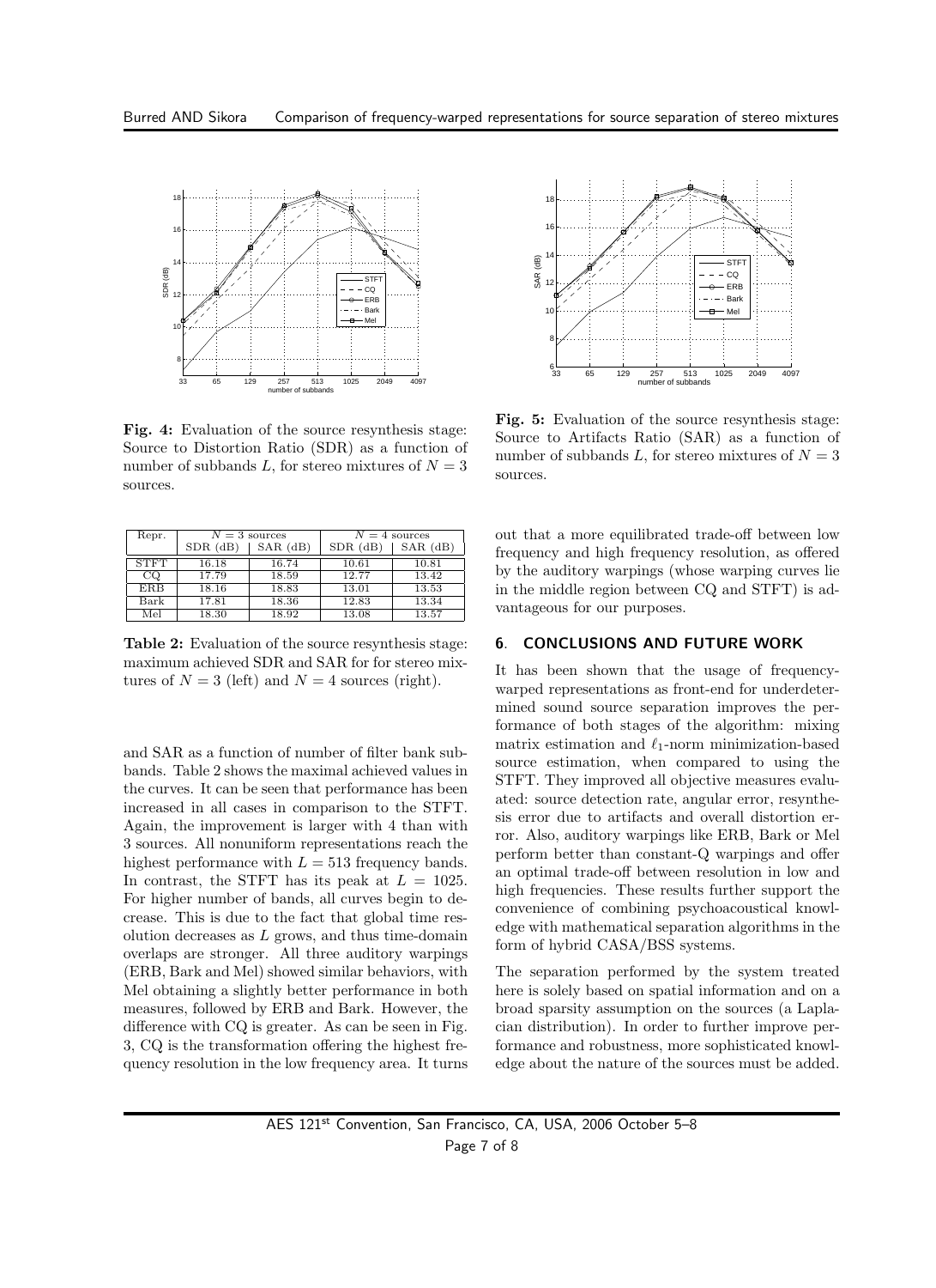**Fig. 4:** Evaluation of the source resynthesis stage: Source to Distortion Ratio (SDR) as a function of number of subbands $L$, for stereo mixtures of $N = 3$ sources.

**Fig. 5:** Evaluation of the source resynthesis stage: Source to Artifacts Ratio (SAR) as a function of number of subbands $L$, for stereo mixtures of $N = 3$ sources.

| Repr. | $N = 3$ sources | | $N = 4$ sources | |
|---|---|---|---|---|
| | SDR (dB) | SAR (dB) | SDR (dB) | SAR (dB) |
| STFT | 16.18 | 16.74 | 10.61 | 10.81 |
| CQ | 17.79 | 18.59 | 12.77 | 13.42 |
| ERB | 18.16 | 18.83 | 13.01 | 13.53 |
| Bark | 17.81 | 18.36 | 12.83 | 13.34 |
| Mel | 18.30 | 18.92 | 13.08 | 13.57 |

**Table 2:** Evaluation of the source resynthesis stage: maximum achieved SDR and SAR for for stereo mixtures of $N = 3$ (left) and $N = 4$ sources (right).

and SAR as a function of number of filter bank subbands. Table 2 shows the maximal achieved values in the curves. It can be seen that performance has been increased in all cases in comparison to the STFT. Again, the improvement is larger with 4 than with 3 sources. All nonuniform representations reach the highest performance with $L = 513$ frequency bands. In contrast, the STFT has its peak at $L = 1025$. For higher number of bands, all curves begin to decrease. This is due to the fact that global time resolution decreases as $L$ grows, and thus time-domain overlaps are stronger. All three auditory warpings (ERB, Bark and Mel) showed similar behaviors, with Mel obtaining a slightly better performance in both measures, followed by ERB and Bark. However, the difference with CQ is greater. As can be seen in Fig. 3, CQ is the transformation offering the highest frequency resolution in the low frequency area. It turns out that a more equilibrated trade-off between low frequency and high frequency resolution, as offered by the auditory warpings (whose warping curves lie in the middle region between CQ and STFT) is advantageous for our purposes.

## 6. CONCLUSIONS AND FUTURE WORK

It has been shown that the usage of frequency-warped representations as front-end for underdetermined sound source separation improves the performance of both stages of the algorithm: mixing matrix estimation and $\ell_1$-norm minimization-based source estimation, when compared to using the STFT. They improved all objective measures evaluated: source detection rate, angular error, resynthesis error due to artifacts and overall distortion error. Also, auditory warpings like ERB, Bark or Mel perform better than constant-Q warpings and offer an optimal trade-off between resolution in low and high frequencies. These results further support the convenience of combining psychoacoustical knowledge with mathematical separation algorithms in the form of hybrid CASA/BSS systems.

The separation performed by the system treated here is solely based on spatial information and on a broad sparsity assumption on the sources (a Laplacian distribution). In order to further improve performance and robustness, more sophisticated knowledge about the nature of the sources must be added.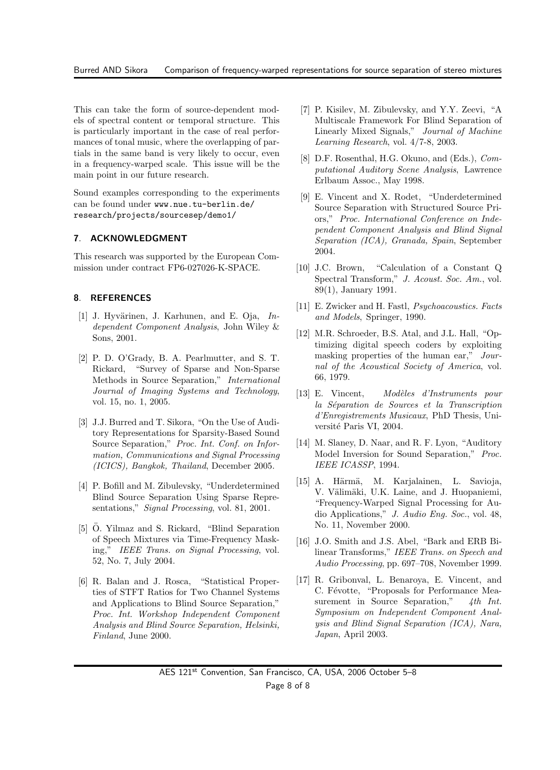This can take the form of source-dependent models of spectral content or temporal structure. This is particularly important in the case of real performances of tonal music, where the overlapping of partials in the same band is very likely to occur, even in a frequency-warped scale. This issue will be the main point in our future research.

Sound examples corresponding to the experiments can be found under `www.nue.tu-berlin.de/research/projects/sourcesep/demo1/`

## 7. ACKNOWLEDGMENT

This research was supported by the European Commission under contract FP6-027026-K-SPACE.

## 8. REFERENCES

[1] J. Hyvärinen, J. Karhunen, and E. Oja, *Independent Component Analysis*, John Wiley & Sons, 2001.

[2] P. D. O'Grady, B. A. Pearlmutter, and S. T. Rickard, "Survey of Sparse and Non-Sparse Methods in Source Separation," *International Journal of Imaging Systems and Technology*, vol. 15, no. 1, 2005.

[3] J.J. Burred and T. Sikora, "On the Use of Auditory Representations for Sparsity-Based Sound Source Separation," *Proc. Int. Conf. on Information, Communications and Signal Processing (ICICS), Bangkok, Thailand*, December 2005.

[4] P. Bofill and M. Zibulevsky, "Underdetermined Blind Source Separation Using Sparse Representations," *Signal Processing*, vol. 81, 2001.

[5] Ö. Yilmaz and S. Rickard, "Blind Separation of Speech Mixtures via Time-Frequency Masking," *IEEE Trans. on Signal Processing*, vol. 52, No. 7, July 2004.

[6] R. Balan and J. Rosca, "Statistical Properties of STFT Ratios for Two Channel Systems and Applications to Blind Source Separation," *Proc. Int. Workshop Independent Component Analysis and Blind Source Separation, Helsinki, Finland*, June 2000.

[7] P. Kisilev, M. Zibulevsky, and Y.Y. Zeevi, "A Multiscale Framework For Blind Separation of Linearly Mixed Signals," *Journal of Machine Learning Research*, vol. 4/7-8, 2003.

[8] D.F. Rosenthal, H.G. Okuno, and (Eds.), *Computational Auditory Scene Analysis*, Lawrence Erlbaum Assoc., May 1998.

[9] E. Vincent and X. Rodet, "Underdetermined Source Separation with Structured Source Priors," *Proc. International Conference on Independent Component Analysis and Blind Signal Separation (ICA), Granada, Spain*, September 2004.

[10] J.C. Brown, "Calculation of a Constant Q Spectral Transform," *J. Acoust. Soc. Am.*, vol. 89(1), January 1991.

[11] E. Zwicker and H. Fastl, *Psychoacoustics. Facts and Models*, Springer, 1990.

[12] M.R. Schroeder, B.S. Atal, and J.L. Hall, "Optimizing digital speech coders by exploiting masking properties of the human ear," *Journal of the Acoustical Society of America*, vol. 66, 1979.

[13] E. Vincent, *Modèles d'Instruments pour la Séparation de Sources et la Transcription d'Enregistrements Musicaux*, PhD Thesis, Université Paris VI, 2004.

[14] M. Slaney, D. Naar, and R. F. Lyon, "Auditory Model Inversion for Sound Separation," *Proc. IEEE ICASSP*, 1994.

[15] A. Härmä, M. Karjalainen, L. Savioja, V. Välimäki, U.K. Laine, and J. Huopaniemi, "Frequency-Warped Signal Processing for Audio Applications," *J. Audio Eng. Soc.*, vol. 48, No. 11, November 2000.

[16] J.O. Smith and J.S. Abel, "Bark and ERB Bilinear Transforms," *IEEE Trans. on Speech and Audio Processing*, pp. 697–708, November 1999.

[17] R. Gribonval, L. Benaroya, E. Vincent, and C. Févotte, "Proposals for Performance Measurement in Source Separation," *4th Int. Symposium on Independent Component Analysis and Blind Signal Separation (ICA), Nara, Japan*, April 2003.